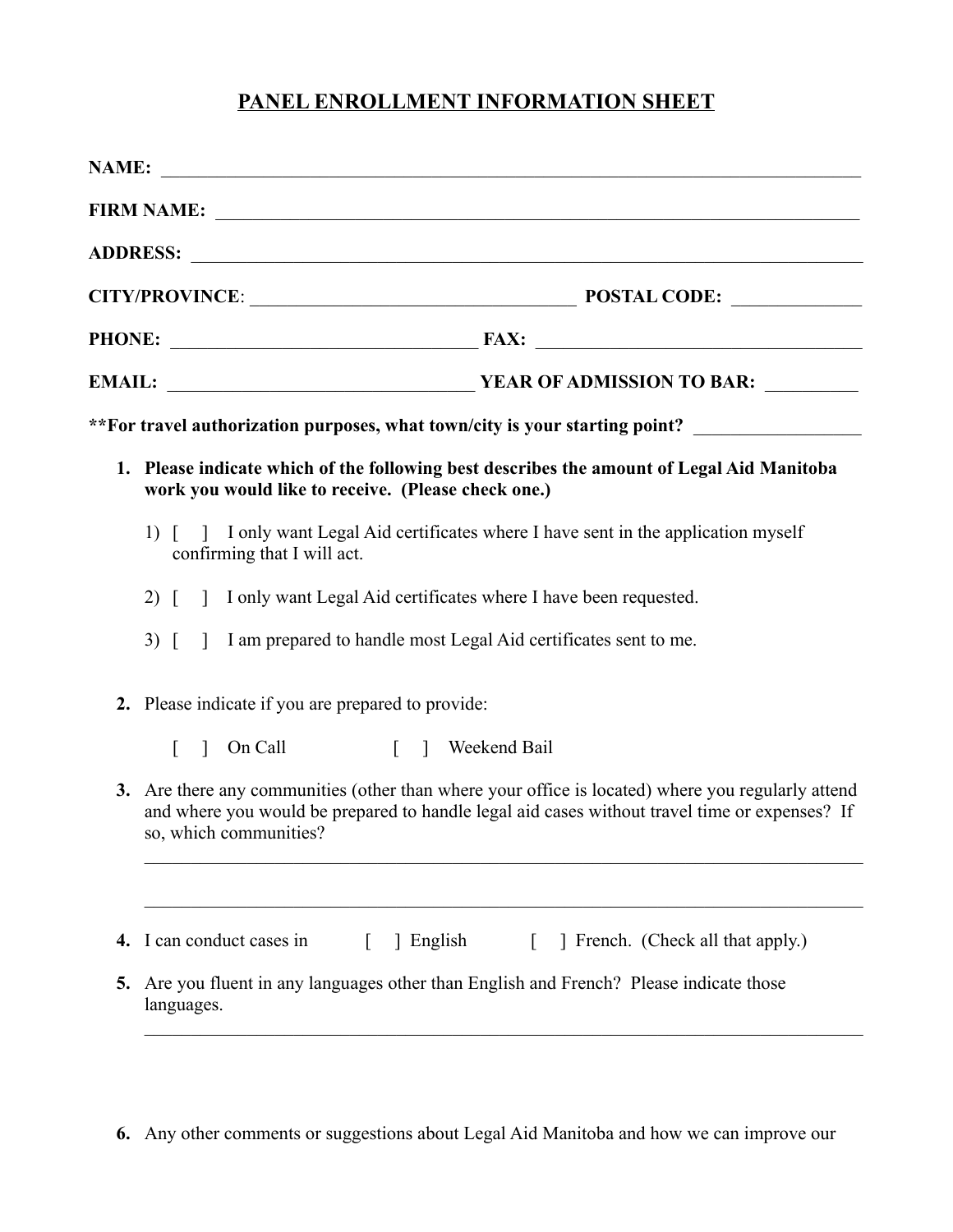# PANEL ENROLLMENT INFORMATION SHEET

**NAME:** ______________________________________________________________________________

**FIRM NAME:** _________________________________________________________________________

**ADDRESS:** ___________________________________________________________________________

**CITY/PROVINCE**: ___________________________________ **POSTAL CODE:** _____________

**PHONE:** _________________________________ **FAX:** ___________________________________

**EMAIL:** _________________________________ **YEAR OF ADMISSION TO BAR:** __________

**For travel authorization purposes, what town/city is your starting point?** _________________

1. **Please indicate which of the following best describes the amount of Legal Aid Manitoba work you would like to receive. (Please check one.)**

   1) [ ] I only want Legal Aid certificates where I have sent in the application myself confirming that I will act.

   2) [ ] I only want Legal Aid certificates where I have been requested.

   3) [ ] I am prepared to handle most Legal Aid certificates sent to me.

2. Please indicate if you are prepared to provide:

   [ ] On Call [ ] Weekend Bail

3. Are there any communities (other than where your office is located) where you regularly attend and where you would be prepared to handle legal aid cases without travel time or expenses? If so, which communities?

   ________________________________________________________________________________

   ________________________________________________________________________________

4. I can conduct cases in [ ] English [ ] French. (Check all that apply.)

5. Are you fluent in any languages other than English and French? Please indicate those languages.

   ________________________________________________________________________________

6. Any other comments or suggestions about Legal Aid Manitoba and how we can improve our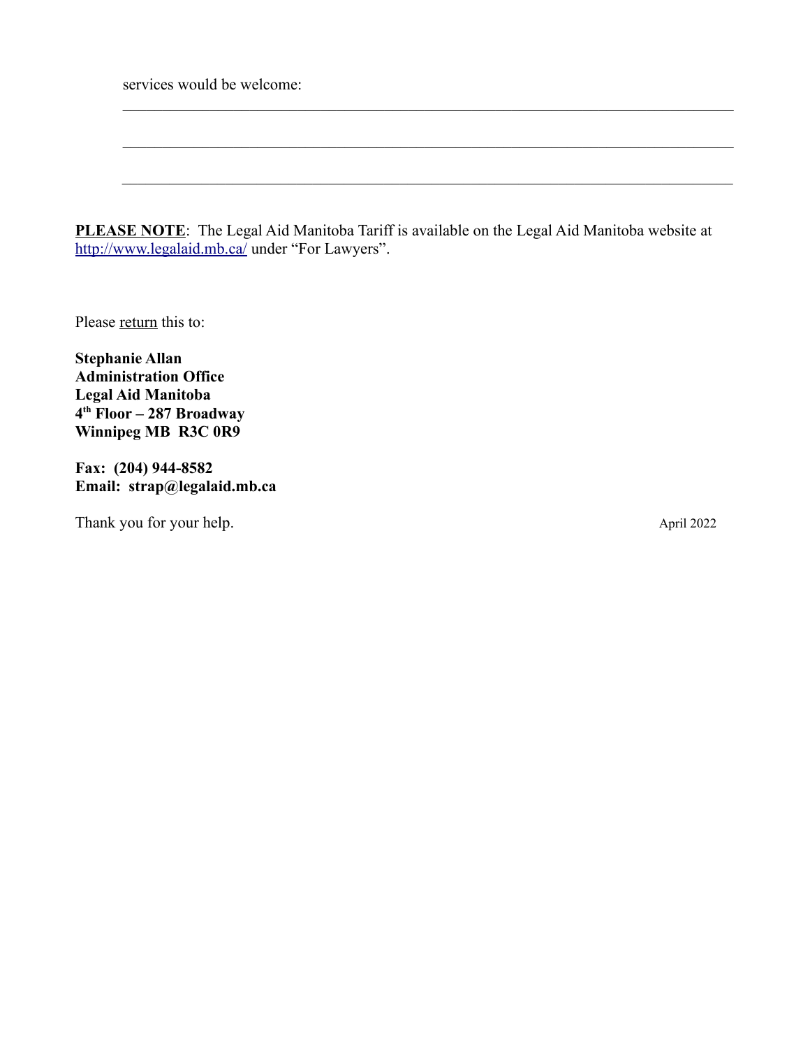services would be welcome:

\_\_\_\_\_\_\_\_\_\_\_\_\_\_\_\_\_\_\_\_\_\_\_\_\_\_\_\_\_\_\_\_\_\_\_\_\_\_\_\_\_\_\_\_\_\_\_\_\_\_\_\_\_\_\_\_\_\_\_\_\_\_\_\_\_\_\_\_\_\_\_\_\_\_\_\_

\_\_\_\_\_\_\_\_\_\_\_\_\_\_\_\_\_\_\_\_\_\_\_\_\_\_\_\_\_\_\_\_\_\_\_\_\_\_\_\_\_\_\_\_\_\_\_\_\_\_\_\_\_\_\_\_\_\_\_\_\_\_\_\_\_\_\_\_\_\_\_\_\_\_\_\_

\_\_\_\_\_\_\_\_\_\_\_\_\_\_\_\_\_\_\_\_\_\_\_\_\_\_\_\_\_\_\_\_\_\_\_\_\_\_\_\_\_\_\_\_\_\_\_\_\_\_\_\_\_\_\_\_\_\_\_\_\_\_\_\_\_\_\_\_\_\_\_\_\_\_\_\_

**PLEASE NOTE**: The Legal Aid Manitoba Tariff is available on the Legal Aid Manitoba website at http://www.legalaid.mb.ca/ under "For Lawyers".

Please return this to:

**Stephanie Allan**
**Administration Office**
**Legal Aid Manitoba**
**4th Floor – 287 Broadway**
**Winnipeg MB R3C 0R9**

**Fax: (204) 944-8582**
**Email: strap@legalaid.mb.ca**

Thank you for your help.

April 2022